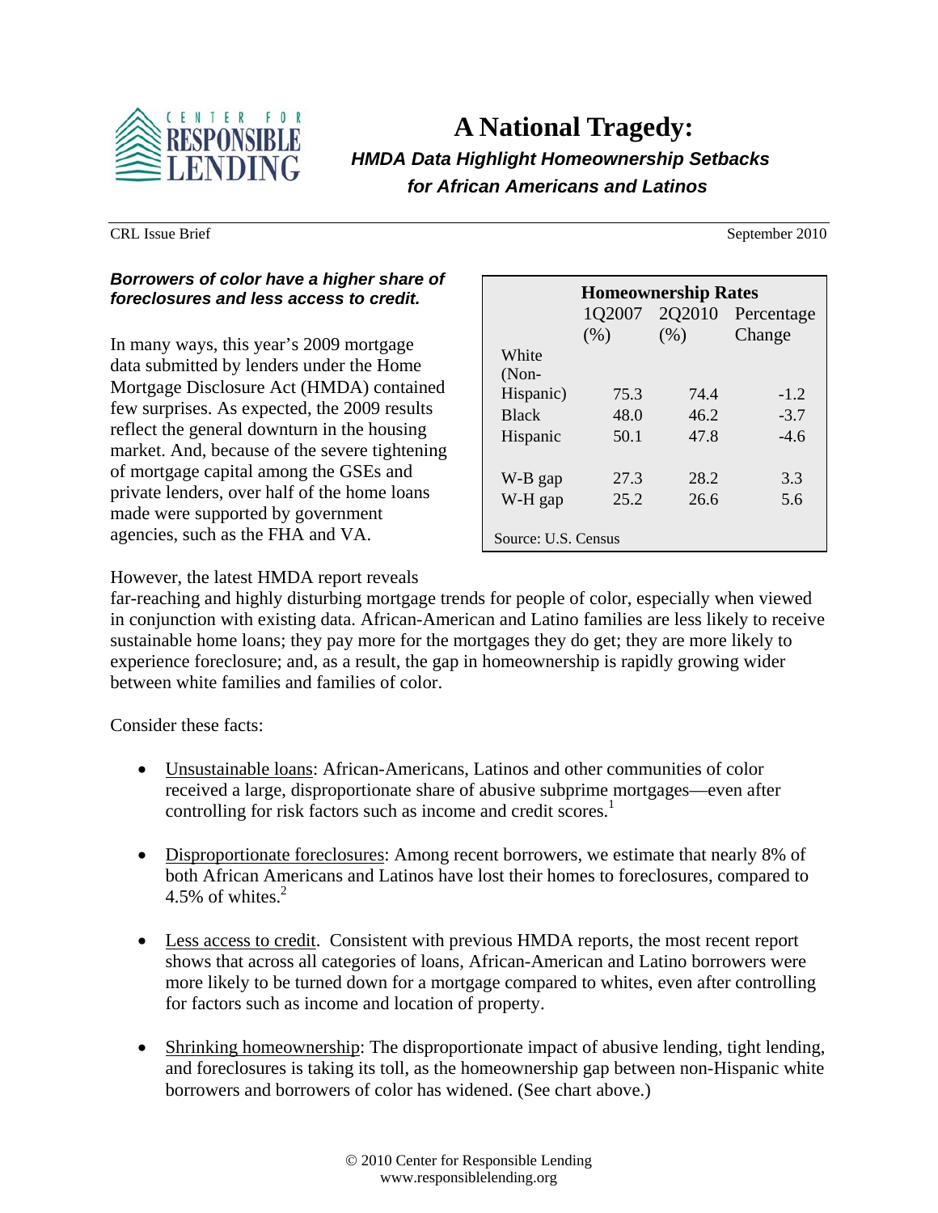# A National Tragedy:

***HMDA Data Highlight Homeownership Setbacks for African Americans and Latinos***

CRL Issue Brief

September 2010

***Borrowers of color have a higher share of foreclosures and less access to credit.***

In many ways, this year's 2009 mortgage data submitted by lenders under the Home Mortgage Disclosure Act (HMDA) contained few surprises. As expected, the 2009 results reflect the general downturn in the housing market. And, because of the severe tightening of mortgage capital among the GSEs and private lenders, over half of the home loans made were supported by government agencies, such as the FHA and VA.

| Homeownership Rates | 1Q2007 (%) | 2Q2010 (%) | Percentage Change |
|---|---|---|---|
| White (Non-Hispanic) | 75.3 | 74.4 | -1.2 |
| Black | 48.0 | 46.2 | -3.7 |
| Hispanic | 50.1 | 47.8 | -4.6 |
| W-B gap | 27.3 | 28.2 | 3.3 |
| W-H gap | 25.2 | 26.6 | 5.6 |

Source: U.S. Census

However, the latest HMDA report reveals far-reaching and highly disturbing mortgage trends for people of color, especially when viewed in conjunction with existing data. African-American and Latino families are less likely to receive sustainable home loans; they pay more for the mortgages they do get; they are more likely to experience foreclosure; and, as a result, the gap in homeownership is rapidly growing wider between white families and families of color.

Consider these facts:

- Unsustainable loans: African-Americans, Latinos and other communities of color received a large, disproportionate share of abusive subprime mortgages—even after controlling for risk factors such as income and credit scores.[1]

- Disproportionate foreclosures: Among recent borrowers, we estimate that nearly 8% of both African Americans and Latinos have lost their homes to foreclosures, compared to 4.5% of whites.[2]

- Less access to credit. Consistent with previous HMDA reports, the most recent report shows that across all categories of loans, African-American and Latino borrowers were more likely to be turned down for a mortgage compared to whites, even after controlling for factors such as income and location of property.

- Shrinking homeownership: The disproportionate impact of abusive lending, tight lending, and foreclosures is taking its toll, as the homeownership gap between non-Hispanic white borrowers and borrowers of color has widened. (See chart above.)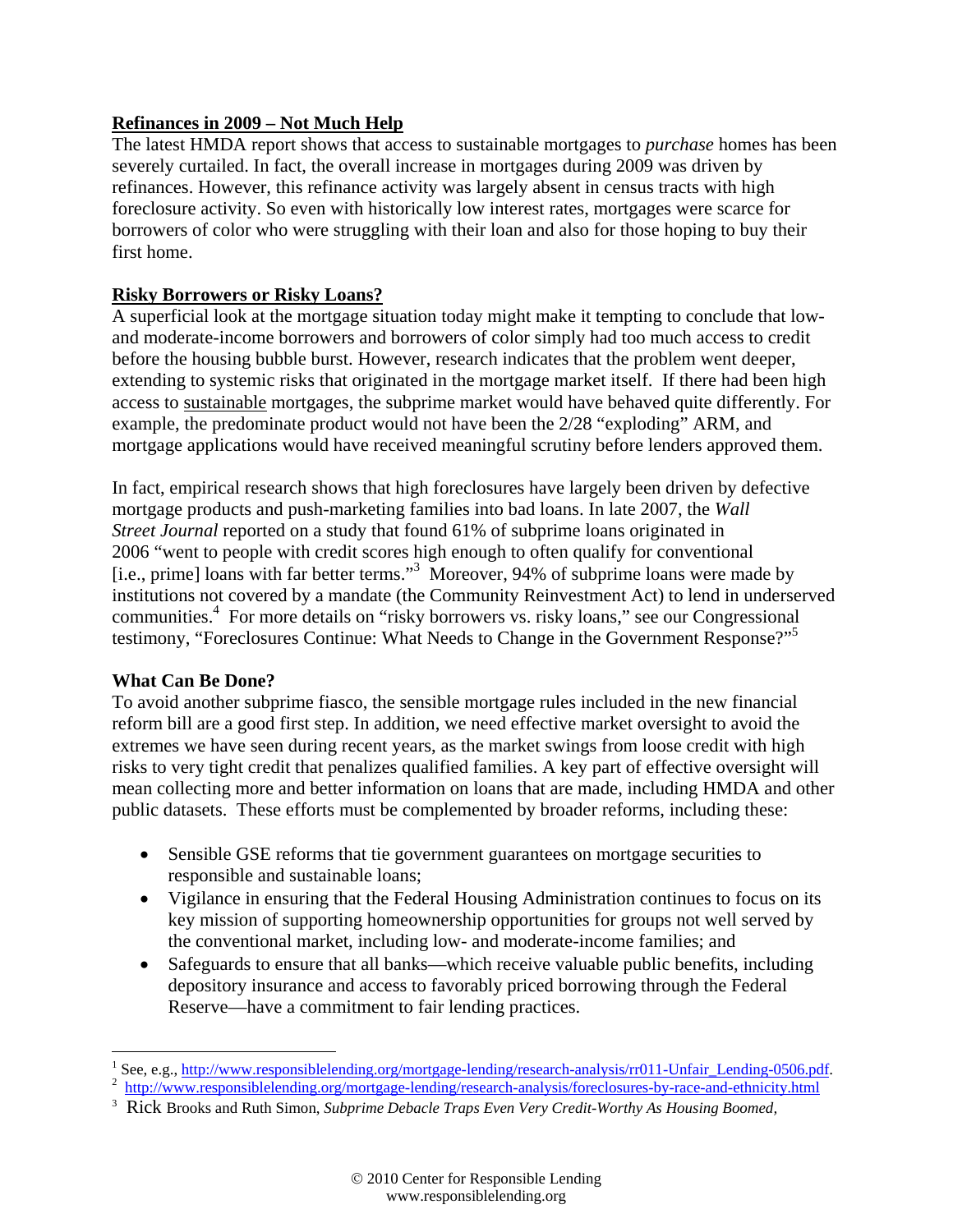**Refinances in 2009 – Not Much Help**

The latest HMDA report shows that access to sustainable mortgages to *purchase* homes has been severely curtailed. In fact, the overall increase in mortgages during 2009 was driven by refinances. However, this refinance activity was largely absent in census tracts with high foreclosure activity. So even with historically low interest rates, mortgages were scarce for borrowers of color who were struggling with their loan and also for those hoping to buy their first home.

**Risky Borrowers or Risky Loans?**

A superficial look at the mortgage situation today might make it tempting to conclude that low- and moderate-income borrowers and borrowers of color simply had too much access to credit before the housing bubble burst. However, research indicates that the problem went deeper, extending to systemic risks that originated in the mortgage market itself. If there had been high access to sustainable mortgages, the subprime market would have behaved quite differently. For example, the predominate product would not have been the 2/28 "exploding" ARM, and mortgage applications would have received meaningful scrutiny before lenders approved them.

In fact, empirical research shows that high foreclosures have largely been driven by defective mortgage products and push-marketing families into bad loans. In late 2007, the *Wall Street Journal* reported on a study that found 61% of subprime loans originated in 2006 "went to people with credit scores high enough to often qualify for conventional [i.e., prime] loans with far better terms."[3] Moreover, 94% of subprime loans were made by institutions not covered by a mandate (the Community Reinvestment Act) to lend in underserved communities.[4] For more details on "risky borrowers vs. risky loans," see our Congressional testimony, "Foreclosures Continue: What Needs to Change in the Government Response?"[5]

**What Can Be Done?**

To avoid another subprime fiasco, the sensible mortgage rules included in the new financial reform bill are a good first step. In addition, we need effective market oversight to avoid the extremes we have seen during recent years, as the market swings from loose credit with high risks to very tight credit that penalizes qualified families. A key part of effective oversight will mean collecting more and better information on loans that are made, including HMDA and other public datasets. These efforts must be complemented by broader reforms, including these:

- Sensible GSE reforms that tie government guarantees on mortgage securities to responsible and sustainable loans;
- Vigilance in ensuring that the Federal Housing Administration continues to focus on its key mission of supporting homeownership opportunities for groups not well served by the conventional market, including low- and moderate-income families; and
- Safeguards to ensure that all banks—which receive valuable public benefits, including depository insurance and access to favorably priced borrowing through the Federal Reserve—have a commitment to fair lending practices.

---

[1] See, e.g., http://www.responsiblelending.org/mortgage-lending/research-analysis/rr011-Unfair_Lending-0506.pdf.

[2] http://www.responsiblelending.org/mortgage-lending/research-analysis/foreclosures-by-race-and-ethnicity.html

[3] Rick Brooks and Ruth Simon, *Subprime Debacle Traps Even Very Credit-Worthy As Housing Boomed,*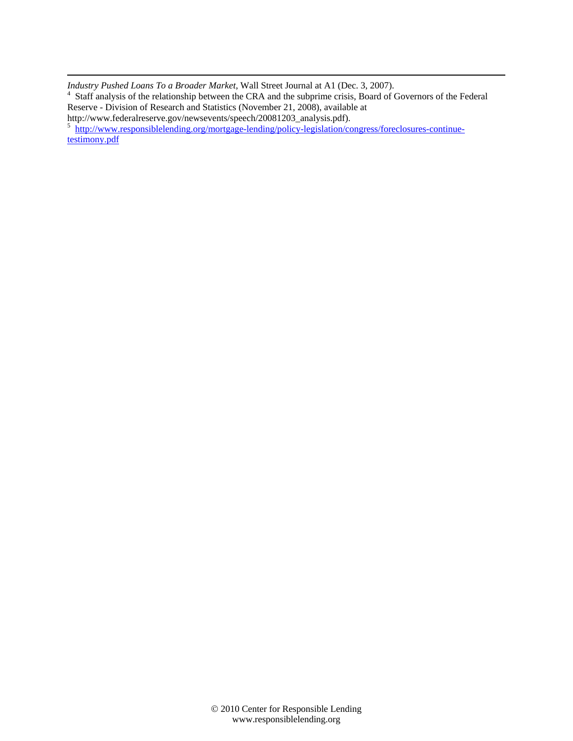*Industry Pushed Loans To a Broader Market*, Wall Street Journal at A1 (Dec. 3, 2007).

[4] Staff analysis of the relationship between the CRA and the subprime crisis, Board of Governors of the Federal Reserve - Division of Research and Statistics (November 21, 2008), available at http://www.federalreserve.gov/newsevents/speech/20081203_analysis.pdf).

[5] http://www.responsiblelending.org/mortgage-lending/policy-legislation/congress/foreclosures-continue-testimony.pdf